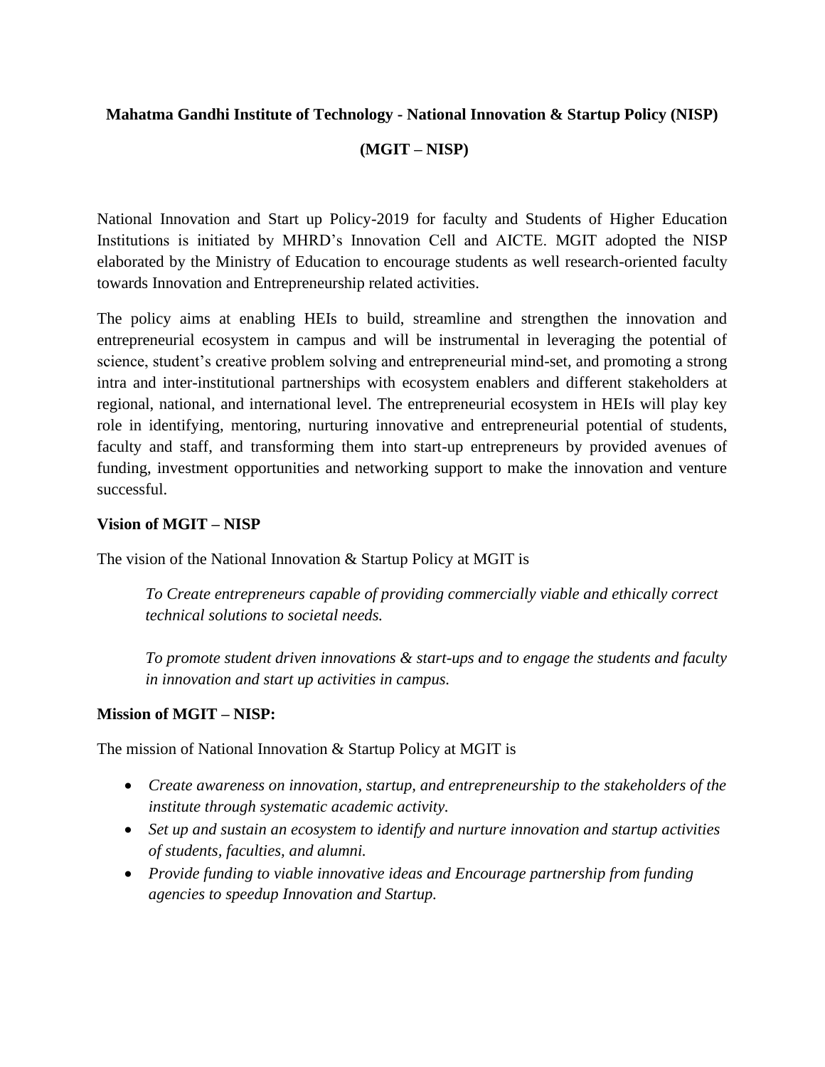**Mahatma Gandhi Institute of Technology - National Innovation & Startup Policy (NISP)**

**(MGIT – NISP)**

National Innovation and Start up Policy-2019 for faculty and Students of Higher Education Institutions is initiated by MHRD's Innovation Cell and AICTE. MGIT adopted the NISP elaborated by the Ministry of Education to encourage students as well research-oriented faculty towards Innovation and Entrepreneurship related activities.

The policy aims at enabling HEIs to build, streamline and strengthen the innovation and entrepreneurial ecosystem in campus and will be instrumental in leveraging the potential of science, student's creative problem solving and entrepreneurial mind-set, and promoting a strong intra and inter-institutional partnerships with ecosystem enablers and different stakeholders at regional, national, and international level. The entrepreneurial ecosystem in HEIs will play key role in identifying, mentoring, nurturing innovative and entrepreneurial potential of students, faculty and staff, and transforming them into start-up entrepreneurs by provided avenues of funding, investment opportunities and networking support to make the innovation and venture successful.

**Vision of MGIT – NISP**

The vision of the National Innovation & Startup Policy at MGIT is

*To Create entrepreneurs capable of providing commercially viable and ethically correct technical solutions to societal needs.*

*To promote student driven innovations & start-ups and to engage the students and faculty in innovation and start up activities in campus.*

**Mission of MGIT – NISP:**

The mission of National Innovation & Startup Policy at MGIT is

- *Create awareness on innovation, startup, and entrepreneurship to the stakeholders of the institute through systematic academic activity.*
- *Set up and sustain an ecosystem to identify and nurture innovation and startup activities of students, faculties, and alumni.*
- *Provide funding to viable innovative ideas and Encourage partnership from funding agencies to speedup Innovation and Startup.*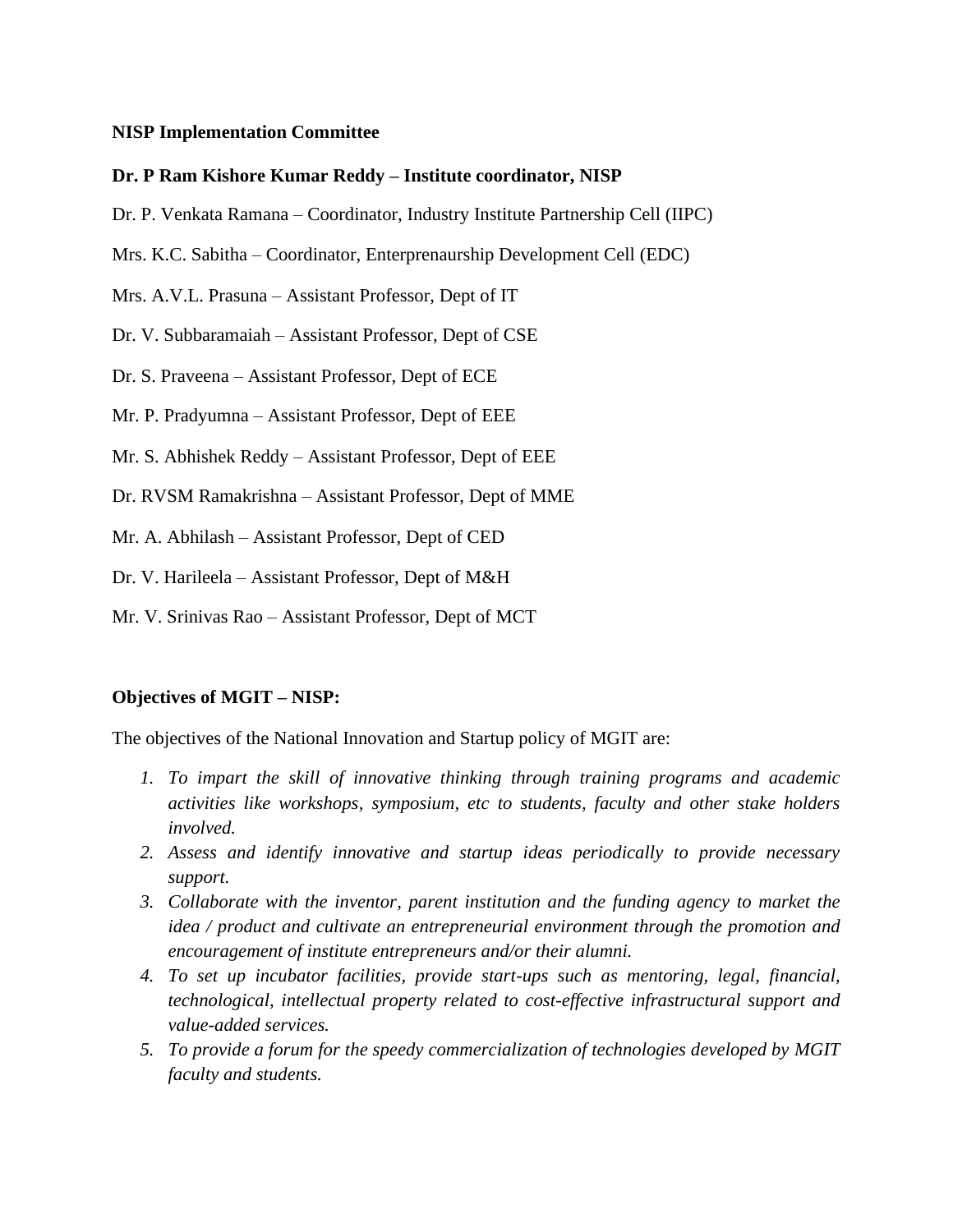**NISP Implementation Committee**

**Dr. P Ram Kishore Kumar Reddy – Institute coordinator, NISP**

Dr. P. Venkata Ramana – Coordinator, Industry Institute Partnership Cell (IIPC)

Mrs. K.C. Sabitha – Coordinator, Enterprenaurship Development Cell (EDC)

Mrs. A.V.L. Prasuna – Assistant Professor, Dept of IT

Dr. V. Subbaramaiah – Assistant Professor, Dept of CSE

Dr. S. Praveena – Assistant Professor, Dept of ECE

Mr. P. Pradyumna – Assistant Professor, Dept of EEE

Mr. S. Abhishek Reddy – Assistant Professor, Dept of EEE

Dr. RVSM Ramakrishna – Assistant Professor, Dept of MME

Mr. A. Abhilash – Assistant Professor, Dept of CED

Dr. V. Harileela – Assistant Professor, Dept of M&H

Mr. V. Srinivas Rao – Assistant Professor, Dept of MCT

**Objectives of MGIT – NISP:**

The objectives of the National Innovation and Startup policy of MGIT are:

1. *To impart the skill of innovative thinking through training programs and academic activities like workshops, symposium, etc to students, faculty and other stake holders involved.*
2. *Assess and identify innovative and startup ideas periodically to provide necessary support.*
3. *Collaborate with the inventor, parent institution and the funding agency to market the idea / product and cultivate an entrepreneurial environment through the promotion and encouragement of institute entrepreneurs and/or their alumni.*
4. *To set up incubator facilities, provide start-ups such as mentoring, legal, financial, technological, intellectual property related to cost-effective infrastructural support and value-added services.*
5. *To provide a forum for the speedy commercialization of technologies developed by MGIT faculty and students.*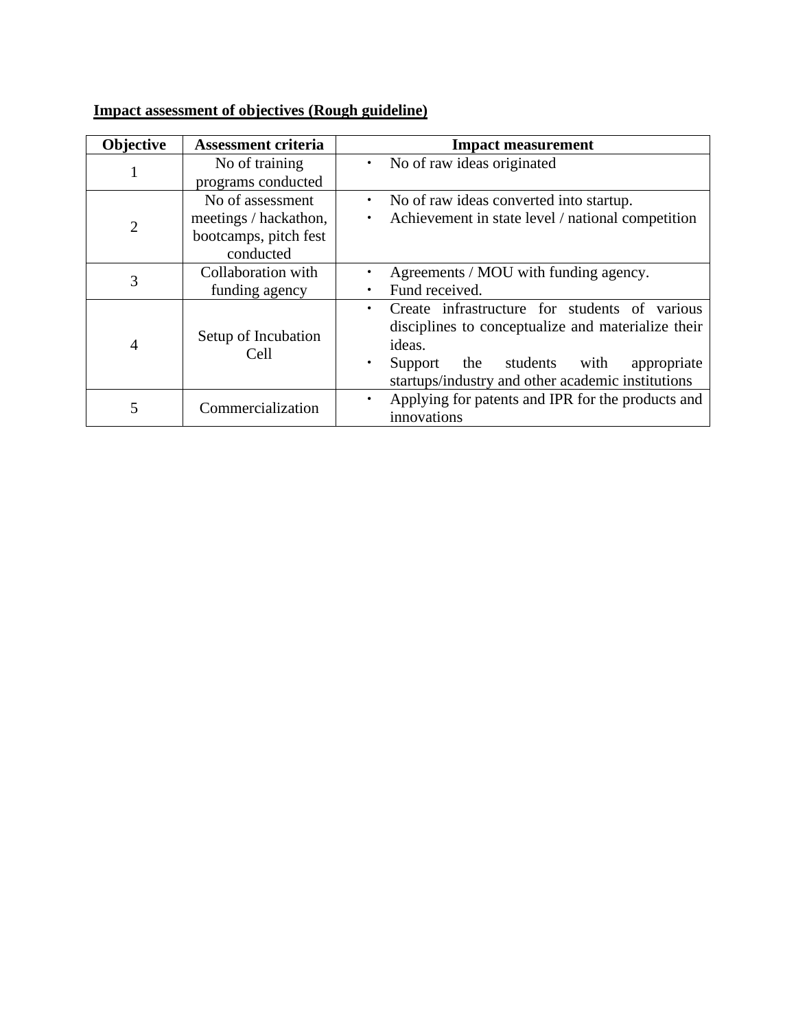**Impact assessment of objectives (Rough guideline)**

| Objective | Assessment criteria | Impact measurement |
|---|---|---|
| 1 | No of training programs conducted | • No of raw ideas originated |
| 2 | No of assessment meetings / hackathon, bootcamps, pitch fest conducted | • No of raw ideas converted into startup.<br>• Achievement in state level / national competition |
| 3 | Collaboration with funding agency | • Agreements / MOU with funding agency.<br>• Fund received. |
| 4 | Setup of Incubation Cell | • Create infrastructure for students of various disciplines to conceptualize and materialize their ideas.<br>• Support the students with appropriate startups/industry and other academic institutions |
| 5 | Commercialization | • Applying for patents and IPR for the products and innovations |